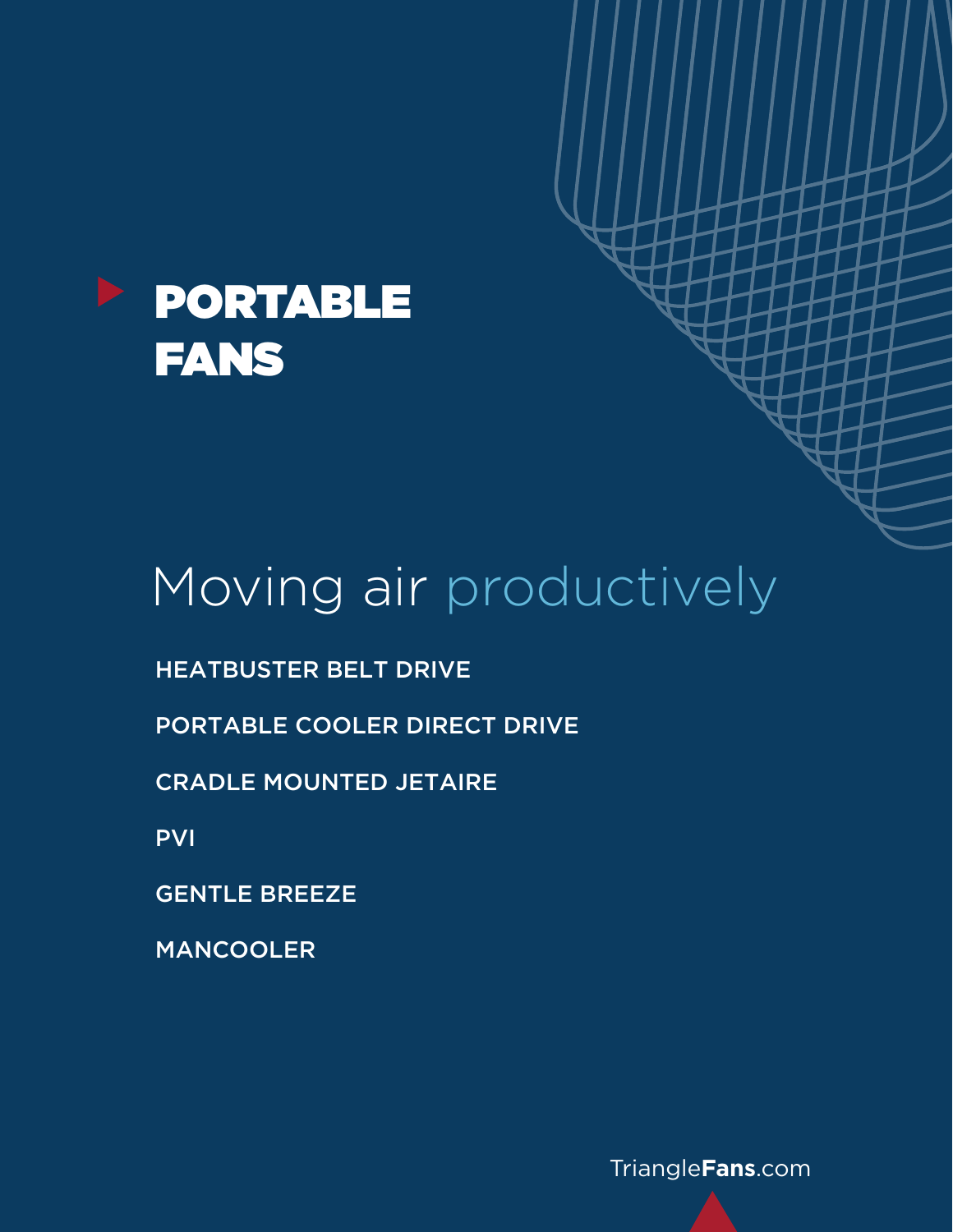# PORTABLE FANS

## Moving air productively

- HEATBUSTER BELT DRIVE
- PORTABLE COOLER DIRECT DRIVE
- CRADLE MOUNTED JETAIRE
- PVI
- GENTLE BREEZE
- MANCOOLER

TriangleFans.com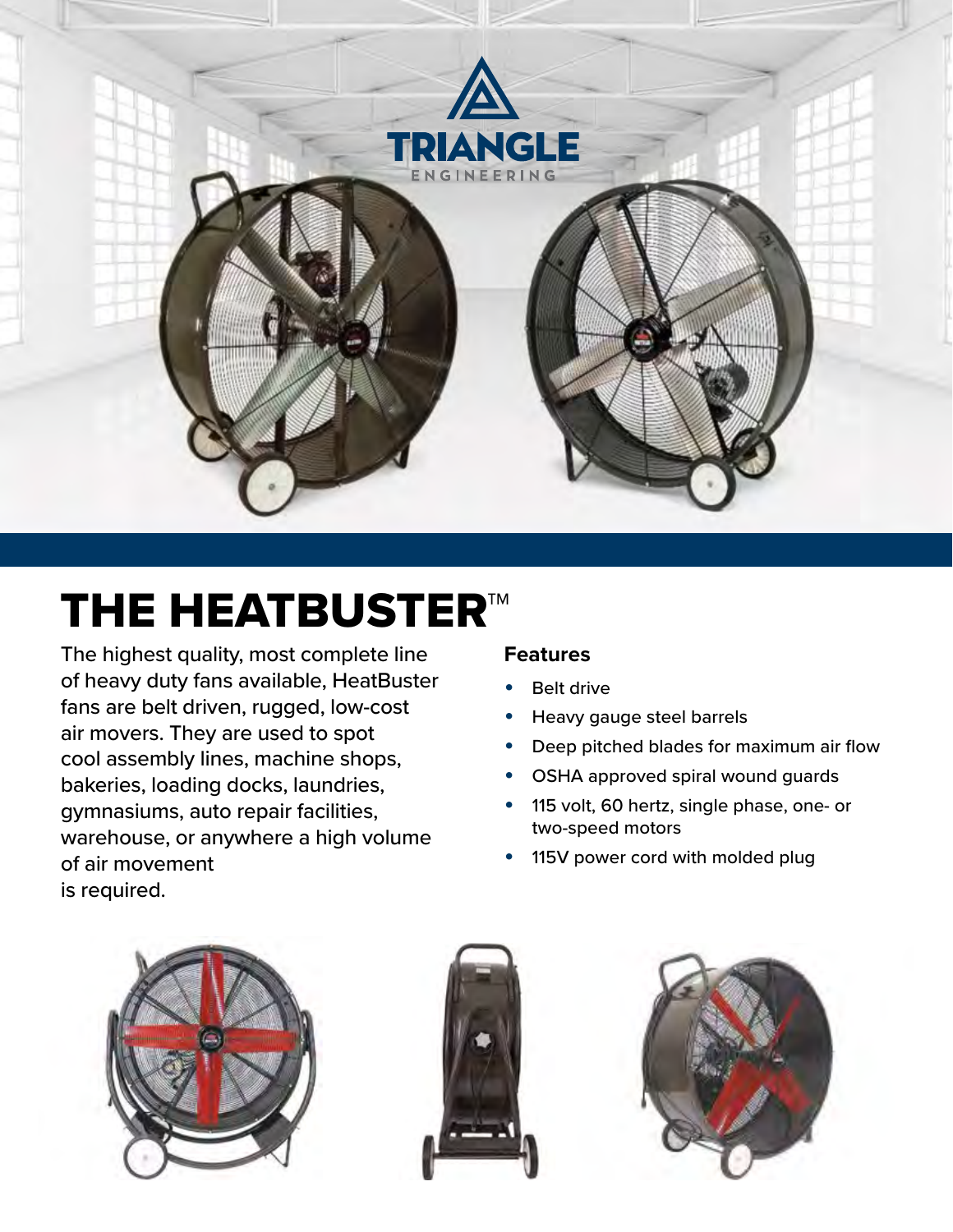TRIANGLE

ENGINEERING

# THE HEATBUSTER™

The highest quality, most complete line of heavy duty fans available, HeatBuster fans are belt driven, rugged, low-cost air movers. They are used to spot cool assembly lines, machine shops, bakeries, loading docks, laundries, gymnasiums, auto repair facilities, warehouse, or anywhere a high volume of air movement is required.

**Features**

- Belt drive
- Heavy gauge steel barrels
- Deep pitched blades for maximum air flow
- OSHA approved spiral wound guards
- 115 volt, 60 hertz, single phase, one- or two-speed motors
- 115V power cord with molded plug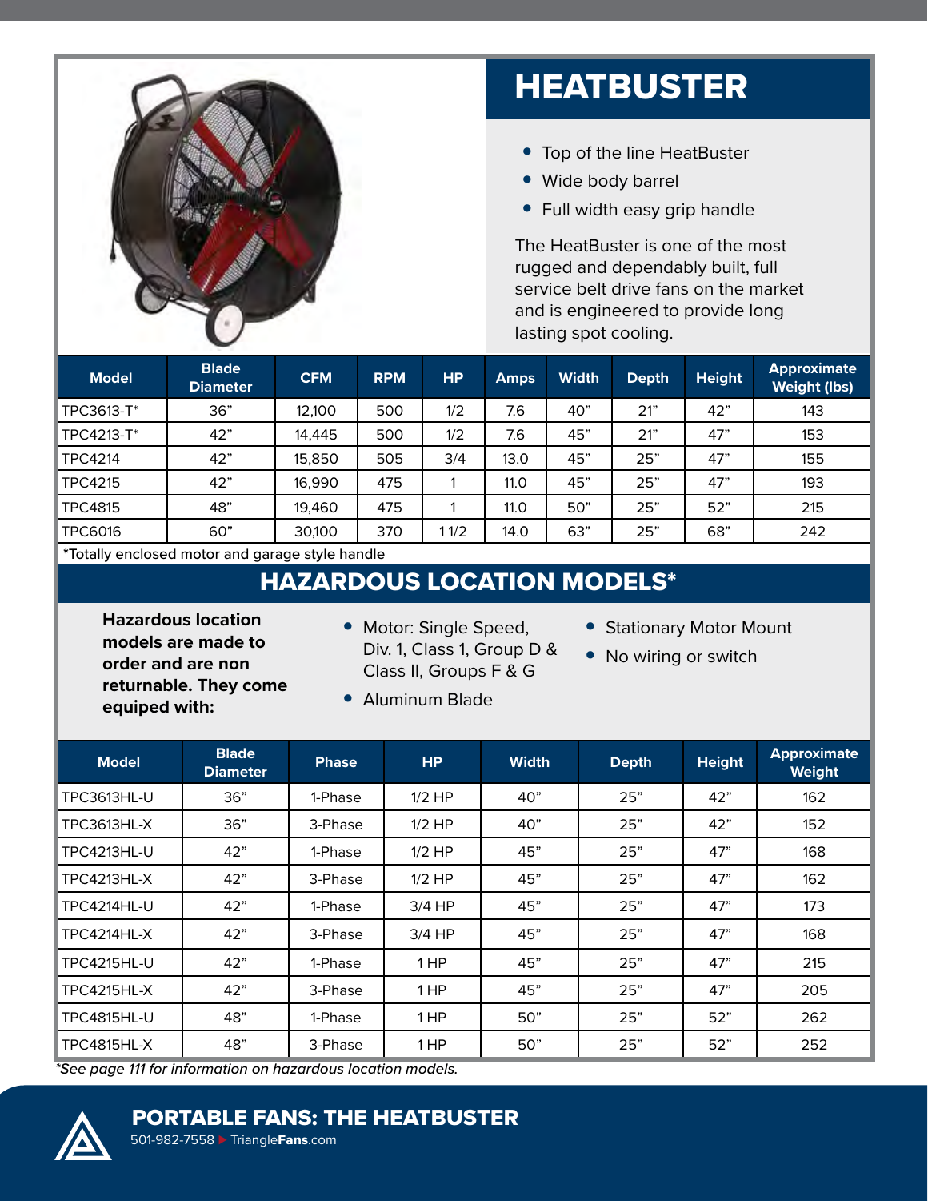# HEATBUSTER

- Top of the line HeatBuster
- Wide body barrel
- Full width easy grip handle

The HeatBuster is one of the most rugged and dependably built, full service belt drive fans on the market and is engineered to provide long lasting spot cooling.

| Model | Blade Diameter | CFM | RPM | HP | Amps | Width | Depth | Height | Approximate Weight (lbs) |
|---|---|---|---|---|---|---|---|---|---|
| TPC3613-T* | 36" | 12,100 | 500 | 1/2 | 7.6 | 40" | 21" | 42" | 143 |
| TPC4213-T* | 42" | 14,445 | 500 | 1/2 | 7.6 | 45" | 21" | 47" | 153 |
| TPC4214 | 42" | 15,850 | 505 | 3/4 | 13.0 | 45" | 25" | 47" | 155 |
| TPC4215 | 42" | 16,990 | 475 | 1 | 11.0 | 45" | 25" | 47" | 193 |
| TPC4815 | 48" | 19,460 | 475 | 1 | 11.0 | 50" | 25" | 52" | 215 |
| TPC6016 | 60" | 30,100 | 370 | 1 1/2 | 14.0 | 63" | 25" | 68" | 242 |

*Totally enclosed motor and garage style handle

## HAZARDOUS LOCATION MODELS*

**Hazardous location models are made to order and are non returnable. They come equiped with:**

- Motor: Single Speed, Div. 1, Class 1, Group D & Class II, Groups F & G
- Aluminum Blade
- Stationary Motor Mount
- No wiring or switch

| Model | Blade Diameter | Phase | HP | Width | Depth | Height | Approximate Weight |
|---|---|---|---|---|---|---|---|
| TPC3613HL-U | 36" | 1-Phase | 1/2 HP | 40" | 25" | 42" | 162 |
| TPC3613HL-X | 36" | 3-Phase | 1/2 HP | 40" | 25" | 42" | 152 |
| TPC4213HL-U | 42" | 1-Phase | 1/2 HP | 45" | 25" | 47" | 168 |
| TPC4213HL-X | 42" | 3-Phase | 1/2 HP | 45" | 25" | 47" | 162 |
| TPC4214HL-U | 42" | 1-Phase | 3/4 HP | 45" | 25" | 47" | 173 |
| TPC4214HL-X | 42" | 3-Phase | 3/4 HP | 45" | 25" | 47" | 168 |
| TPC4215HL-U | 42" | 1-Phase | 1 HP | 45" | 25" | 47" | 215 |
| TPC4215HL-X | 42" | 3-Phase | 1 HP | 45" | 25" | 47" | 205 |
| TPC4815HL-U | 48" | 1-Phase | 1 HP | 50" | 25" | 52" | 262 |
| TPC4815HL-X | 48" | 3-Phase | 1 HP | 50" | 25" | 52" | 252 |

*See page 111 for information on hazardous location models.*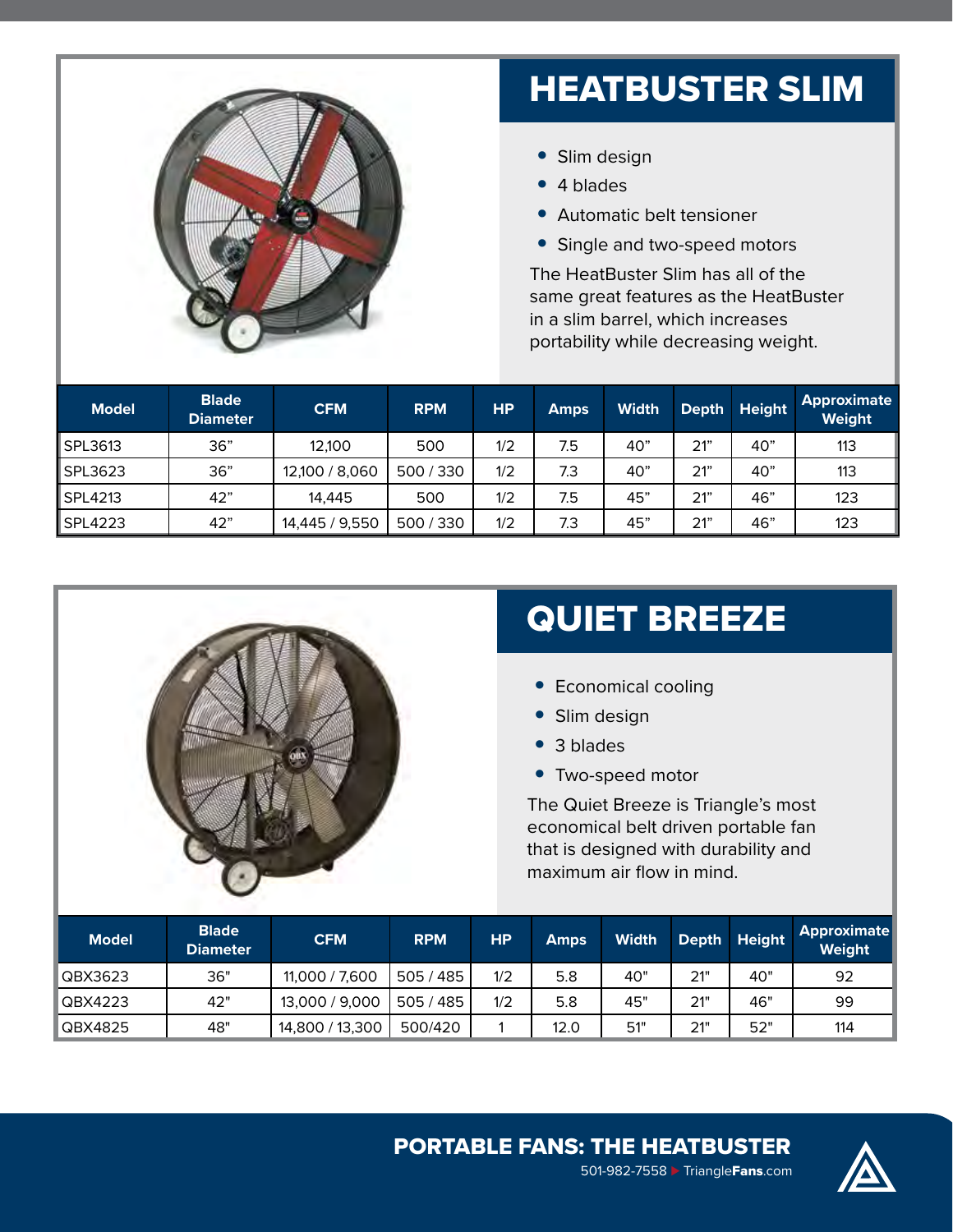## HEATBUSTER SLIM

- Slim design
- 4 blades
- Automatic belt tensioner
- Single and two-speed motors

The HeatBuster Slim has all of the same great features as the HeatBuster in a slim barrel, which increases portability while decreasing weight.

| Model | Blade Diameter | CFM | RPM | HP | Amps | Width | Depth | Height | Approximate Weight |
|---|---|---|---|---|---|---|---|---|---|
| SPL3613 | 36" | 12,100 | 500 | 1/2 | 7.5 | 40" | 21" | 40" | 113 |
| SPL3623 | 36" | 12,100 / 8,060 | 500 / 330 | 1/2 | 7.3 | 40" | 21" | 40" | 113 |
| SPL4213 | 42" | 14,445 | 500 | 1/2 | 7.5 | 45" | 21" | 46" | 123 |
| SPL4223 | 42" | 14,445 / 9,550 | 500 / 330 | 1/2 | 7.3 | 45" | 21" | 46" | 123 |

## QUIET BREEZE

- Economical cooling
- Slim design
- 3 blades
- Two-speed motor

The Quiet Breeze is Triangle's most economical belt driven portable fan that is designed with durability and maximum air flow in mind.

| Model | Blade Diameter | CFM | RPM | HP | Amps | Width | Depth | Height | Approximate Weight |
|---|---|---|---|---|---|---|---|---|---|
| QBX3623 | 36" | 11,000 / 7,600 | 505 / 485 | 1/2 | 5.8 | 40" | 21" | 40" | 92 |
| QBX4223 | 42" | 13,000 / 9,000 | 505 / 485 | 1/2 | 5.8 | 45" | 21" | 46" | 99 |
| QBX4825 | 48" | 14,800 / 13,300 | 500/420 | 1 | 12.0 | 51" | 21" | 52" | 114 |

**PORTABLE FANS: THE HEATBUSTER**

501-982-7558 ▸ TriangleFans.com